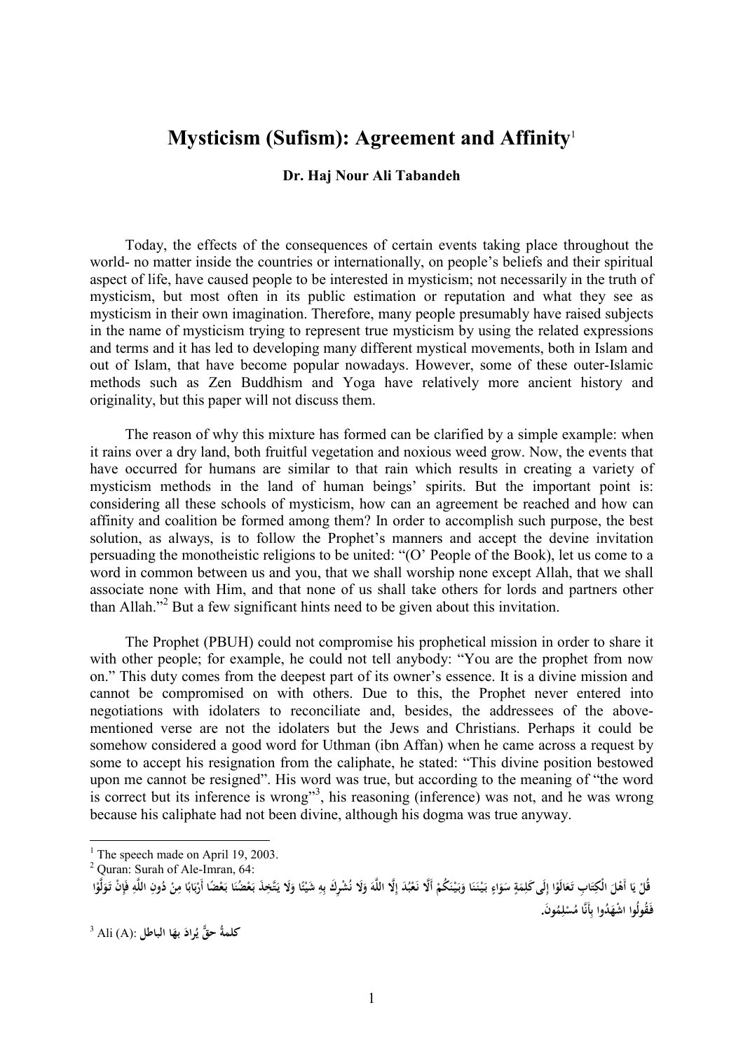# Mysticism (Sufism): Agreement and Affinity[1]

**Dr. Haj Nour Ali Tabandeh**

Today, the effects of the consequences of certain events taking place throughout the world- no matter inside the countries or internationally, on people's beliefs and their spiritual aspect of life, have caused people to be interested in mysticism; not necessarily in the truth of mysticism, but most often in its public estimation or reputation and what they see as mysticism in their own imagination. Therefore, many people presumably have raised subjects in the name of mysticism trying to represent true mysticism by using the related expressions and terms and it has led to developing many different mystical movements, both in Islam and out of Islam, that have become popular nowadays. However, some of these outer-Islamic methods such as Zen Buddhism and Yoga have relatively more ancient history and originality, but this paper will not discuss them.

The reason of why this mixture has formed can be clarified by a simple example: when it rains over a dry land, both fruitful vegetation and noxious weed grow. Now, the events that have occurred for humans are similar to that rain which results in creating a variety of mysticism methods in the land of human beings' spirits. But the important point is: considering all these schools of mysticism, how can an agreement be reached and how can affinity and coalition be formed among them? In order to accomplish such purpose, the best solution, as always, is to follow the Prophet's manners and accept the devine invitation persuading the monotheistic religions to be united: "(O' People of the Book), let us come to a word in common between us and you, that we shall worship none except Allah, that we shall associate none with Him, and that none of us shall take others for lords and partners other than Allah."[2] But a few significant hints need to be given about this invitation.

The Prophet (PBUH) could not compromise his prophetical mission in order to share it with other people; for example, he could not tell anybody: "You are the prophet from now on." This duty comes from the deepest part of its owner's essence. It is a divine mission and cannot be compromised on with others. Due to this, the Prophet never entered into negotiations with idolaters to reconciliate and, besides, the addressees of the above-mentioned verse are not the idolaters but the Jews and Christians. Perhaps it could be somehow considered a good word for Uthman (ibn Affan) when he came across a request by some to accept his resignation from the caliphate, he stated: "This divine position bestowed upon me cannot be resigned". His word was true, but according to the meaning of "the word is correct but its inference is wrong"[3], his reasoning (inference) was not, and he was wrong because his caliphate had not been divine, although his dogma was true anyway.

---

[1] The speech made on April 19, 2003.

[2] Quran: Surah of Ale-Imran, 64:

قُلْ يَا أَهْلَ الْكِتَابِ تَعَالَوْا إِلَىٰ كَلِمَةٍ سَوَاءٍ بَيْنَنَا وَبَيْنَكُمْ أَلَّا نَعْبُدَ إِلَّا اللَّهَ وَلَا نُشْرِكَ بِهِ شَيْئًا وَلَا يَتَّخِذَ بَعْضُنَا بَعْضًا أَرْبَابًا مِنْ دُونِ اللَّهِ فَإِنْ تَوَلَّوْا فَقُولُوا اشْهَدُوا بِأَنَّا مُسْلِمُونَ.

[3] Ali (A): كلمةُ حقٍّ يُرادَ بهَا الباطل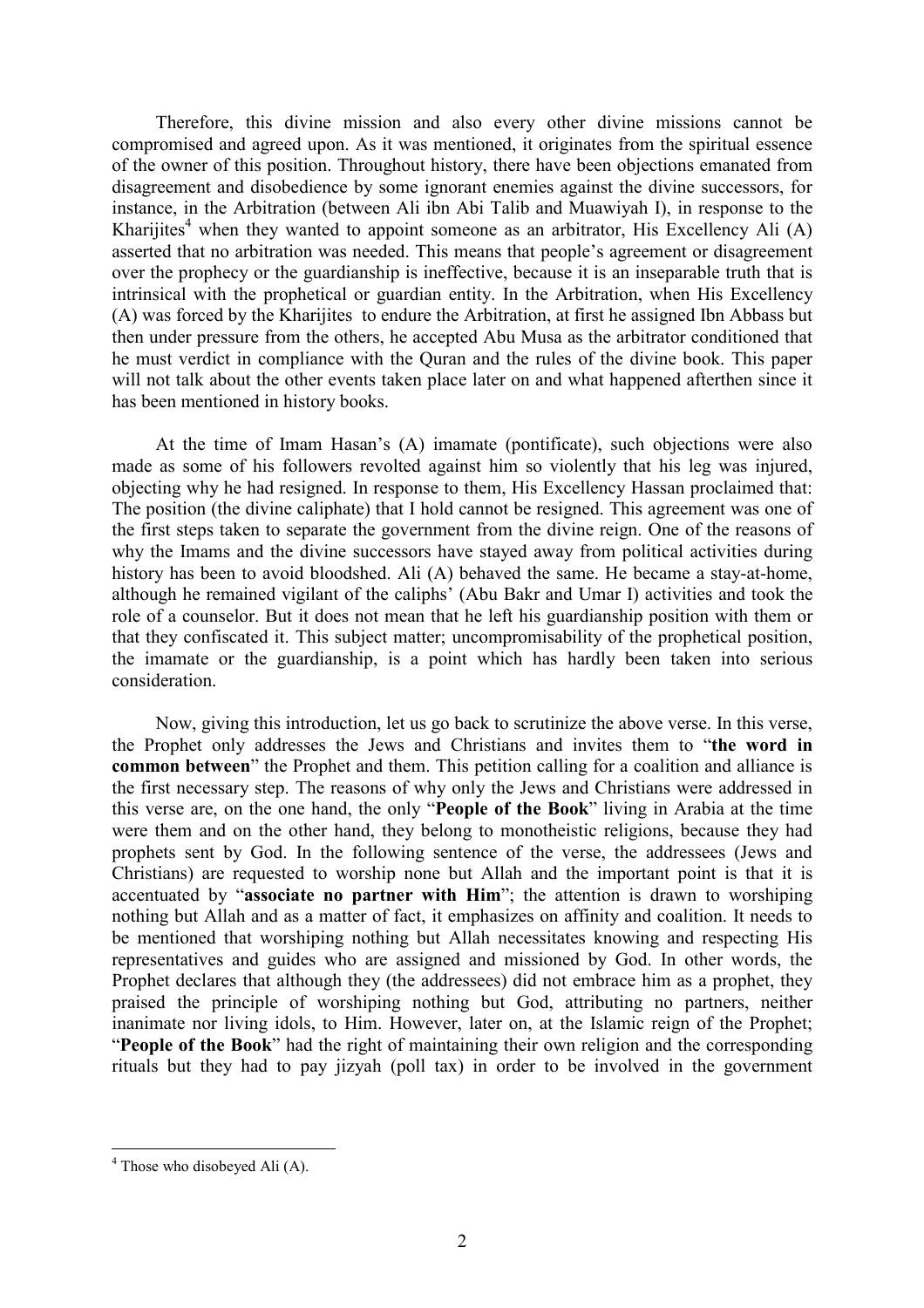Therefore, this divine mission and also every other divine missions cannot be compromised and agreed upon. As it was mentioned, it originates from the spiritual essence of the owner of this position. Throughout history, there have been objections emanated from disagreement and disobedience by some ignorant enemies against the divine successors, for instance, in the Arbitration (between Ali ibn Abi Talib and Muawiyah I), in response to the Kharijites[4] when they wanted to appoint someone as an arbitrator, His Excellency Ali (A) asserted that no arbitration was needed. This means that people's agreement or disagreement over the prophecy or the guardianship is ineffective, because it is an inseparable truth that is intrinsical with the prophetical or guardian entity. In the Arbitration, when His Excellency (A) was forced by the Kharijites to endure the Arbitration, at first he assigned Ibn Abbass but then under pressure from the others, he accepted Abu Musa as the arbitrator conditioned that he must verdict in compliance with the Quran and the rules of the divine book. This paper will not talk about the other events taken place later on and what happened afterthen since it has been mentioned in history books.

At the time of Imam Hasan's (A) imamate (pontificate), such objections were also made as some of his followers revolted against him so violently that his leg was injured, objecting why he had resigned. In response to them, His Excellency Hassan proclaimed that: The position (the divine caliphate) that I hold cannot be resigned. This agreement was one of the first steps taken to separate the government from the divine reign. One of the reasons of why the Imams and the divine successors have stayed away from political activities during history has been to avoid bloodshed. Ali (A) behaved the same. He became a stay-at-home, although he remained vigilant of the caliphs' (Abu Bakr and Umar I) activities and took the role of a counselor. But it does not mean that he left his guardianship position with them or that they confiscated it. This subject matter; uncompromisability of the prophetical position, the imamate or the guardianship, is a point which has hardly been taken into serious consideration.

Now, giving this introduction, let us go back to scrutinize the above verse. In this verse, the Prophet only addresses the Jews and Christians and invites them to "**the word in common between**" the Prophet and them. This petition calling for a coalition and alliance is the first necessary step. The reasons of why only the Jews and Christians were addressed in this verse are, on the one hand, the only "**People of the Book**" living in Arabia at the time were them and on the other hand, they belong to monotheistic religions, because they had prophets sent by God. In the following sentence of the verse, the addressees (Jews and Christians) are requested to worship none but Allah and the important point is that it is accentuated by "**associate no partner with Him**"; the attention is drawn to worshiping nothing but Allah and as a matter of fact, it emphasizes on affinity and coalition. It needs to be mentioned that worshiping nothing but Allah necessitates knowing and respecting His representatives and guides who are assigned and missioned by God. In other words, the Prophet declares that although they (the addressees) did not embrace him as a prophet, they praised the principle of worshiping nothing but God, attributing no partners, neither inanimate nor living idols, to Him. However, later on, at the Islamic reign of the Prophet; "**People of the Book**" had the right of maintaining their own religion and the corresponding rituals but they had to pay jizyah (poll tax) in order to be involved in the government

---

[4] Those who disobeyed Ali (A).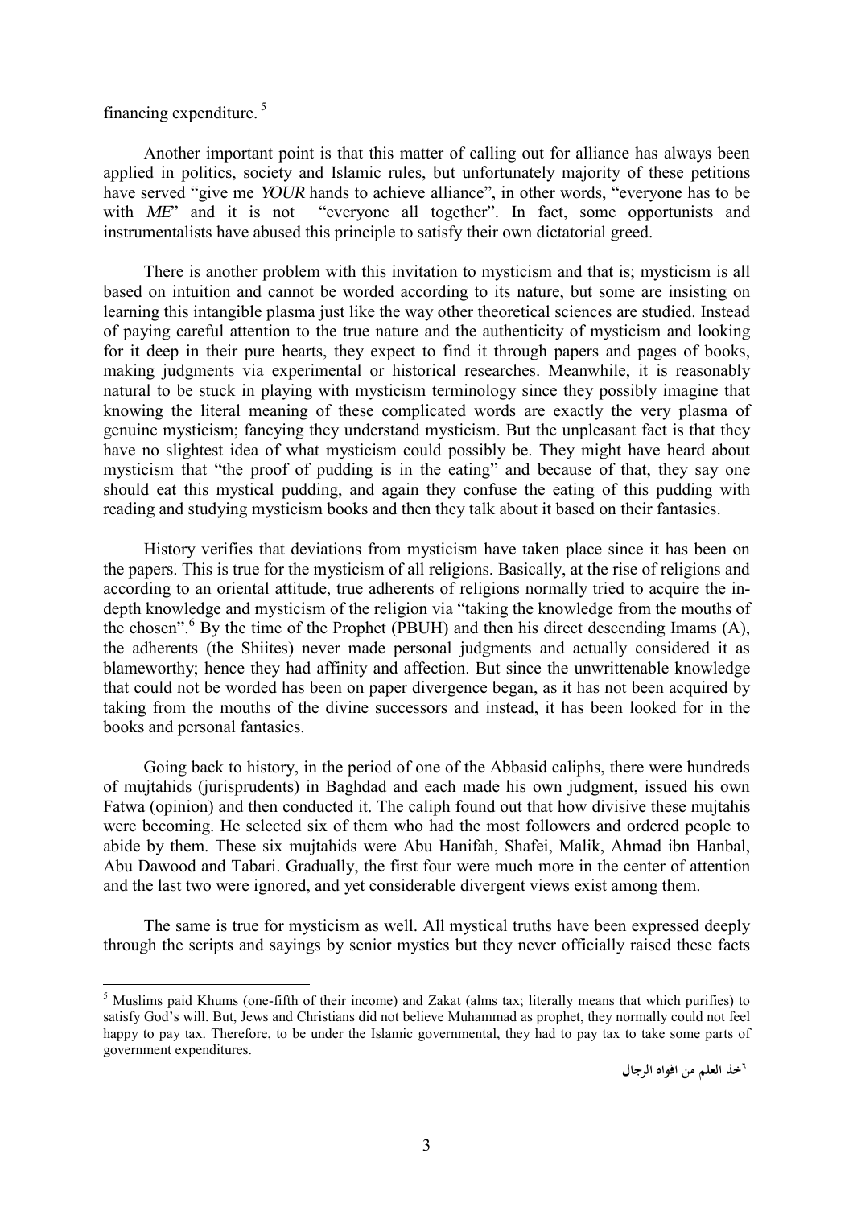financing expenditure.[5]

Another important point is that this matter of calling out for alliance has always been applied in politics, society and Islamic rules, but unfortunately majority of these petitions have served "give me *YOUR* hands to achieve alliance", in other words, "everyone has to be with *ME*" and it is not "everyone all together". In fact, some opportunists and instrumentalists have abused this principle to satisfy their own dictatorial greed.

There is another problem with this invitation to mysticism and that is; mysticism is all based on intuition and cannot be worded according to its nature, but some are insisting on learning this intangible plasma just like the way other theoretical sciences are studied. Instead of paying careful attention to the true nature and the authenticity of mysticism and looking for it deep in their pure hearts, they expect to find it through papers and pages of books, making judgments via experimental or historical researches. Meanwhile, it is reasonably natural to be stuck in playing with mysticism terminology since they possibly imagine that knowing the literal meaning of these complicated words are exactly the very plasma of genuine mysticism; fancying they understand mysticism. But the unpleasant fact is that they have no slightest idea of what mysticism could possibly be. They might have heard about mysticism that "the proof of pudding is in the eating" and because of that, they say one should eat this mystical pudding, and again they confuse the eating of this pudding with reading and studying mysticism books and then they talk about it based on their fantasies.

History verifies that deviations from mysticism have taken place since it has been on the papers. This is true for the mysticism of all religions. Basically, at the rise of religions and according to an oriental attitude, true adherents of religions normally tried to acquire the in-depth knowledge and mysticism of the religion via "taking the knowledge from the mouths of the chosen".[6] By the time of the Prophet (PBUH) and then his direct descending Imams (A), the adherents (the Shiites) never made personal judgments and actually considered it as blameworthy; hence they had affinity and affection. But since the unwrittenable knowledge that could not be worded has been on paper divergence began, as it has not been acquired by taking from the mouths of the divine successors and instead, it has been looked for in the books and personal fantasies.

Going back to history, in the period of one of the Abbasid caliphs, there were hundreds of mujtahids (jurisprudents) in Baghdad and each made his own judgment, issued his own Fatwa (opinion) and then conducted it. The caliph found out that how divisive these mujtahis were becoming. He selected six of them who had the most followers and ordered people to abide by them. These six mujtahids were Abu Hanifah, Shafei, Malik, Ahmad ibn Hanbal, Abu Dawood and Tabari. Gradually, the first four were much more in the center of attention and the last two were ignored, and yet considerable divergent views exist among them.

The same is true for mysticism as well. All mystical truths have been expressed deeply through the scripts and sayings by senior mystics but they never officially raised these facts

---

[5] Muslims paid Khums (one-fifth of their income) and Zakat (alms tax; literally means that which purifies) to satisfy God's will. But, Jews and Christians did not believe Muhammad as prophet, they normally could not feel happy to pay tax. Therefore, to be under the Islamic governmental, they had to pay tax to take some parts of government expenditures.

[6] خذ العلم من افواه الرجال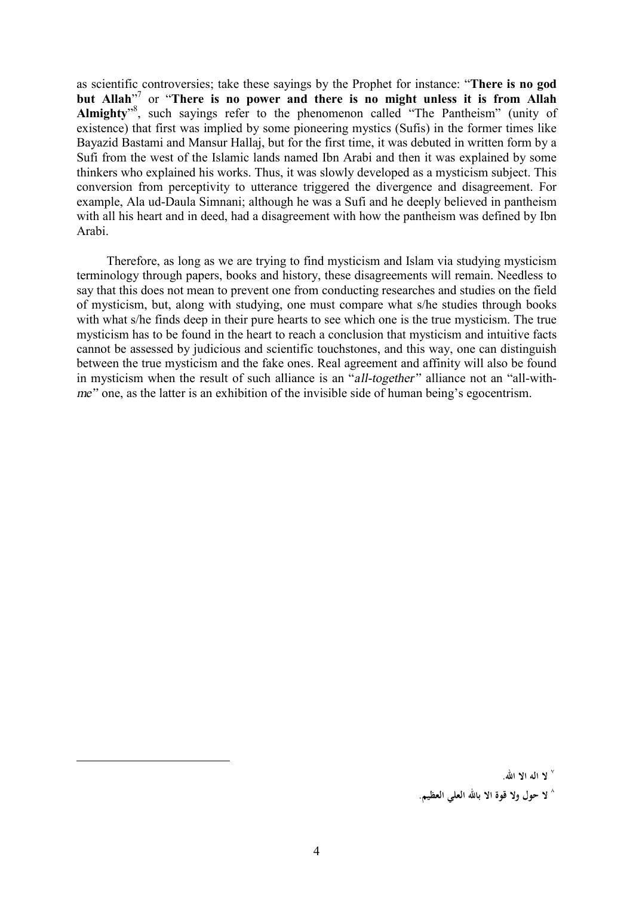as scientific controversies; take these sayings by the Prophet for instance: "**There is no god but Allah**"[7] or "**There is no power and there is no might unless it is from Allah Almighty**"[8], such sayings refer to the phenomenon called "The Pantheism" (unity of existence) that first was implied by some pioneering mystics (Sufis) in the former times like Bayazid Bastami and Mansur Hallaj, but for the first time, it was debuted in written form by a Sufi from the west of the Islamic lands named Ibn Arabi and then it was explained by some thinkers who explained his works. Thus, it was slowly developed as a mysticism subject. This conversion from perceptivity to utterance triggered the divergence and disagreement. For example, Ala ud-Daula Simnani; although he was a Sufi and he deeply believed in pantheism with all his heart and in deed, had a disagreement with how the pantheism was defined by Ibn Arabi.

Therefore, as long as we are trying to find mysticism and Islam via studying mysticism terminology through papers, books and history, these disagreements will remain. Needless to say that this does not mean to prevent one from conducting researches and studies on the field of mysticism, but, along with studying, one must compare what s/he studies through books with what s/he finds deep in their pure hearts to see which one is the true mysticism. The true mysticism has to be found in the heart to reach a conclusion that mysticism and intuitive facts cannot be assessed by judicious and scientific touchstones, and this way, one can distinguish between the true mysticism and the fake ones. Real agreement and affinity will also be found in mysticism when the result of such alliance is an "*all-together*" alliance not an "all-with-*me*" one, as the latter is an exhibition of the invisible side of human being's egocentrism.

---

[7] **لا اله الا الله.**

[8] **لا حول ولا قوة الا بالله العلي العظيم.**